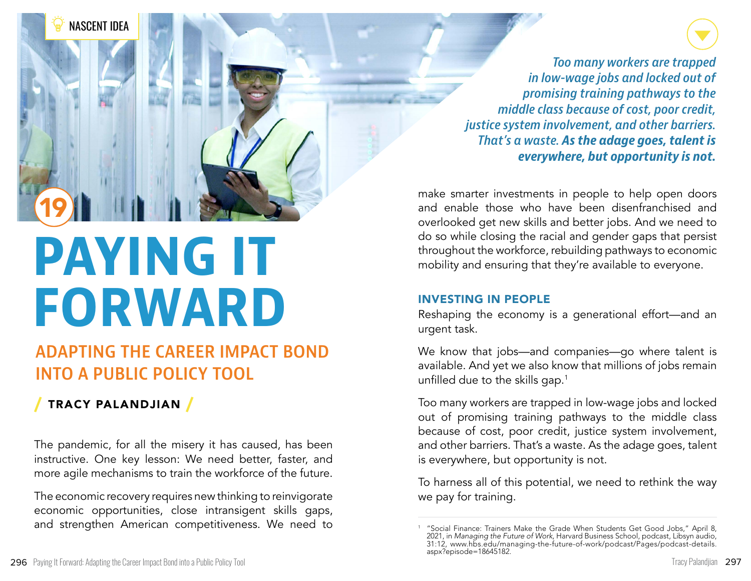NASCENT IDEA

19

# PAYING IT FORWARD

## ADAPTING THE CAREER IMPACT BOND INTO A PUBLIC POLICY TOOL

**/ TRACY PALANDJIAN /**

The pandemic, for all the misery it has caused, has been instructive. One key lesson: We need better, faster, and more agile mechanisms to train the workforce of the future.

The economic recovery requires new thinking to reinvigorate economic opportunities, close intransigent skills gaps, and strengthen American competitiveness. We need to make smarter investments in people to help open doors and enable those who have been disenfranchised and overlooked get new skills and better jobs. And we need to do so while closing the racial and gender gaps that persist throughout the workforce, rebuilding pathways to economic mobility and ensuring that they're available to everyone.

> *Too many workers are trapped in low-wage jobs and locked out of promising training pathways to the middle class because of cost, poor credit, justice system involvement, and other barriers. That's a waste.* ***As the adage goes, talent is everywhere, but opportunity is not.***

### INVESTING IN PEOPLE

Reshaping the economy is a generational effort—and an urgent task.

We know that jobs—and companies—go where talent is available. And yet we also know that millions of jobs remain unfilled due to the skills gap.[1]

Too many workers are trapped in low-wage jobs and locked out of promising training pathways to the middle class because of cost, poor credit, justice system involvement, and other barriers. That's a waste. As the adage goes, talent is everywhere, but opportunity is not.

To harness all of this potential, we need to rethink the way we pay for training.

---

[1] "Social Finance: Trainers Make the Grade When Students Get Good Jobs," April 8, 2021, in *Managing the Future of Work*, Harvard Business School, podcast, Libsyn audio, 31:12, www.hbs.edu/managing-the-future-of-work/podcast/Pages/podcast-details.aspx?episode=18645182.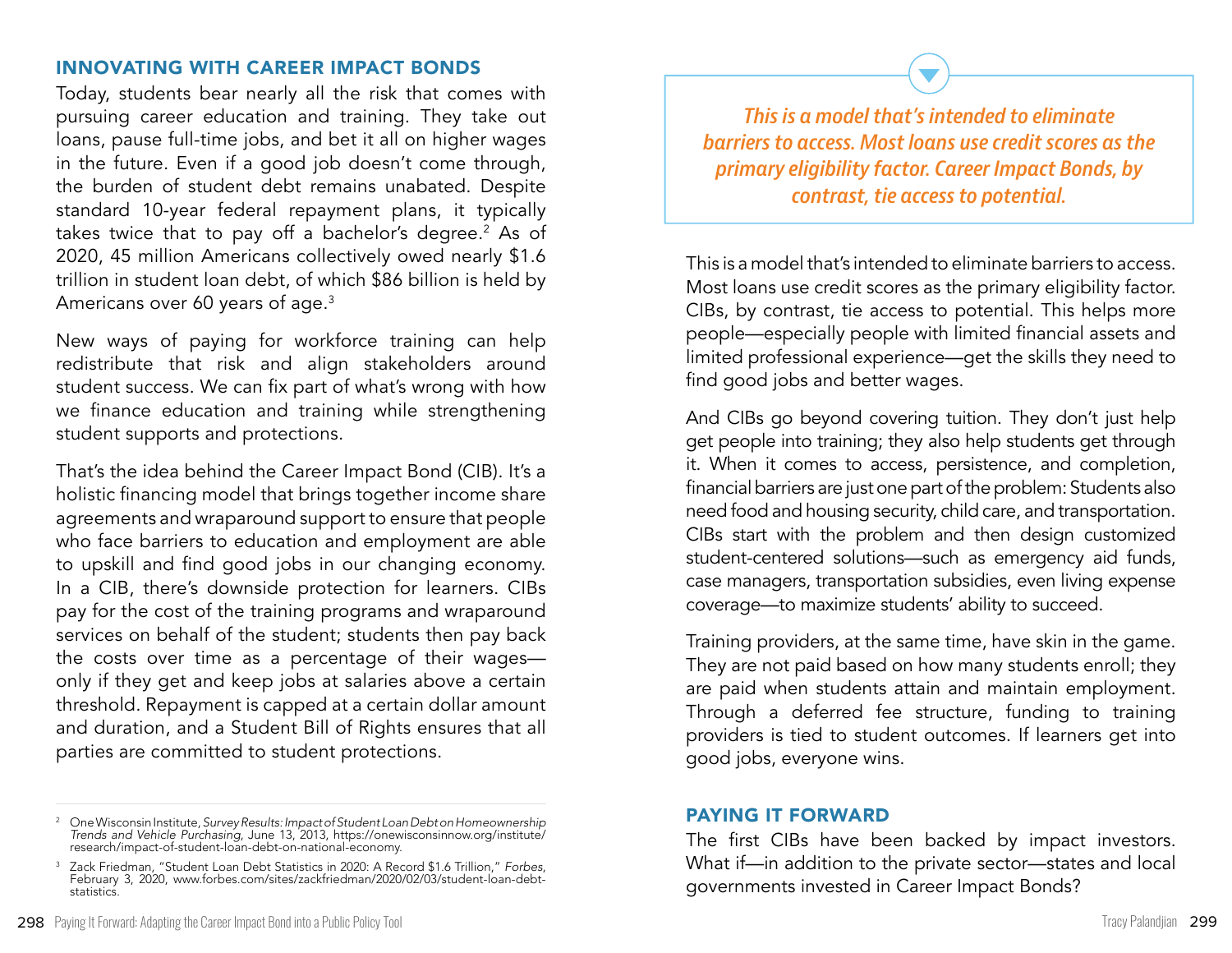## INNOVATING WITH CAREER IMPACT BONDS

Today, students bear nearly all the risk that comes with pursuing career education and training. They take out loans, pause full-time jobs, and bet it all on higher wages in the future. Even if a good job doesn't come through, the burden of student debt remains unabated. Despite standard 10-year federal repayment plans, it typically takes twice that to pay off a bachelor's degree.[2] As of 2020, 45 million Americans collectively owed nearly $1.6 trillion in student loan debt, of which $86 billion is held by Americans over 60 years of age.[3]

New ways of paying for workforce training can help redistribute that risk and align stakeholders around student success. We can fix part of what's wrong with how we finance education and training while strengthening student supports and protections.

That's the idea behind the Career Impact Bond (CIB). It's a holistic financing model that brings together income share agreements and wraparound support to ensure that people who face barriers to education and employment are able to upskill and find good jobs in our changing economy. In a CIB, there's downside protection for learners. CIBs pay for the cost of the training programs and wraparound services on behalf of the student; students then pay back the costs over time as a percentage of their wages—only if they get and keep jobs at salaries above a certain threshold. Repayment is capped at a certain dollar amount and duration, and a Student Bill of Rights ensures that all parties are committed to student protections.

> *This is a model that's intended to eliminate barriers to access. Most loans use credit scores as the primary eligibility factor. Career Impact Bonds, by contrast, tie access to potential.*

This is a model that's intended to eliminate barriers to access. Most loans use credit scores as the primary eligibility factor. CIBs, by contrast, tie access to potential. This helps more people—especially people with limited financial assets and limited professional experience—get the skills they need to find good jobs and better wages.

And CIBs go beyond covering tuition. They don't just help get people into training; they also help students get through it. When it comes to access, persistence, and completion, financial barriers are just one part of the problem: Students also need food and housing security, child care, and transportation. CIBs start with the problem and then design customized student-centered solutions—such as emergency aid funds, case managers, transportation subsidies, even living expense coverage—to maximize students' ability to succeed.

Training providers, at the same time, have skin in the game. They are not paid based on how many students enroll; they are paid when students attain and maintain employment. Through a deferred fee structure, funding to training providers is tied to student outcomes. If learners get into good jobs, everyone wins.

## PAYING IT FORWARD

The first CIBs have been backed by impact investors. What if—in addition to the private sector—states and local governments invested in Career Impact Bonds?

---

[2] One Wisconsin Institute, *Survey Results: Impact of Student Loan Debt on Homeownership Trends and Vehicle Purchasing*, June 13, 2013, https://onewisconsinnow.org/institute/research/impact-of-student-loan-debt-on-national-economy.

[3] Zack Friedman, "Student Loan Debt Statistics in 2020: A Record $1.6 Trillion," *Forbes*, February 3, 2020, www.forbes.com/sites/zackfriedman/2020/02/03/student-loan-debt-statistics.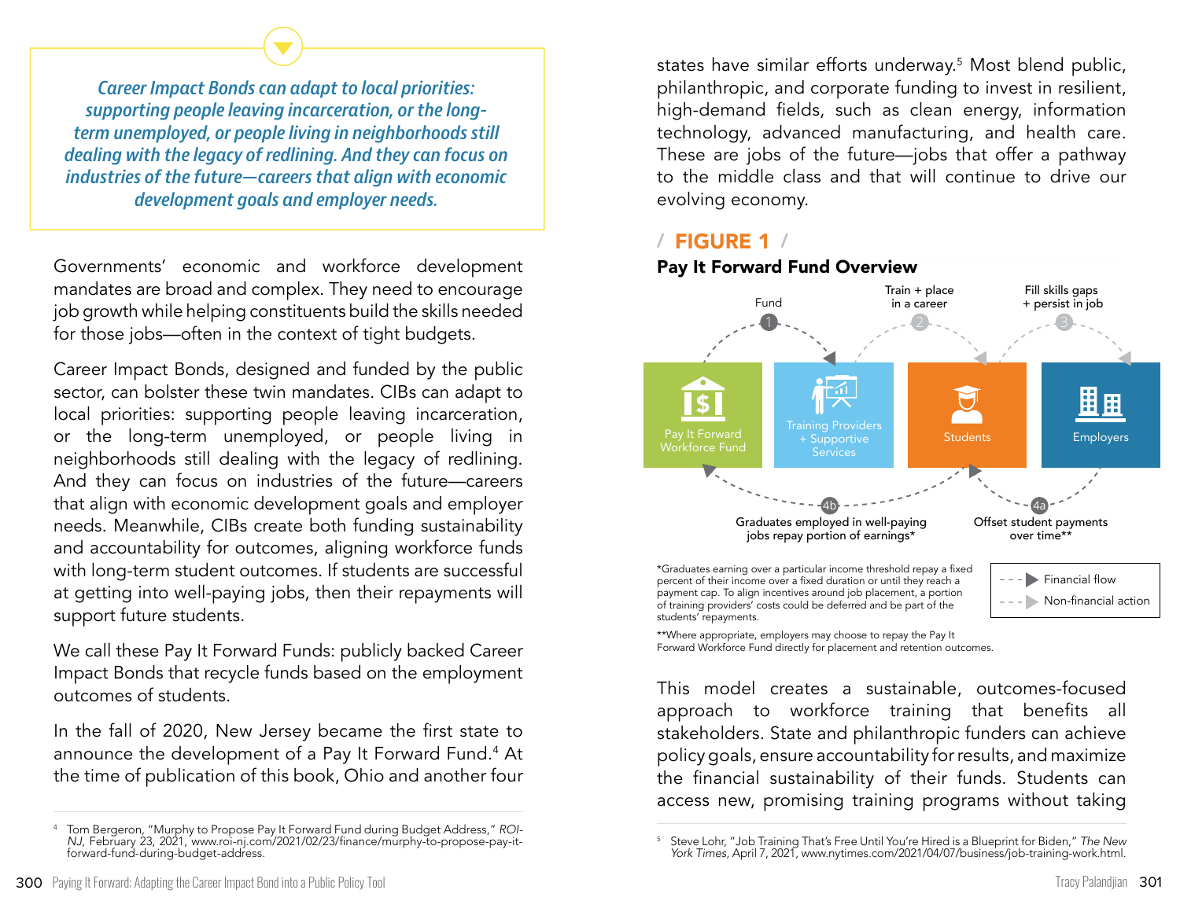> *Career Impact Bonds can adapt to local priorities: supporting people leaving incarceration, or the long-term unemployed, or people living in neighborhoods still dealing with the legacy of redlining. And they can focus on industries of the future—careers that align with economic development goals and employer needs.*

Governments' economic and workforce development mandates are broad and complex. They need to encourage job growth while helping constituents build the skills needed for those jobs—often in the context of tight budgets.

Career Impact Bonds, designed and funded by the public sector, can bolster these twin mandates. CIBs can adapt to local priorities: supporting people leaving incarceration, or the long-term unemployed, or people living in neighborhoods still dealing with the legacy of redlining. And they can focus on industries of the future—careers that align with economic development goals and employer needs. Meanwhile, CIBs create both funding sustainability and accountability for outcomes, aligning workforce funds with long-term student outcomes. If students are successful at getting into well-paying jobs, then their repayments will support future students.

We call these Pay It Forward Funds: publicly backed Career Impact Bonds that recycle funds based on the employment outcomes of students.

In the fall of 2020, New Jersey became the first state to announce the development of a Pay It Forward Fund.[4] At the time of publication of this book, Ohio and another four states have similar efforts underway.[5] Most blend public, philanthropic, and corporate funding to invest in resilient, high-demand fields, such as clean energy, information technology, advanced manufacturing, and health care. These are jobs of the future—jobs that offer a pathway to the middle class and that will continue to drive our evolving economy.

## FIGURE 1

**Pay It Forward Fund Overview**

Pay It Forward Workforce Fund → (1) Fund → Training Providers + Supportive Services → (2) Train + place in a career → Students → (3) Fill skills gaps + persist in job → Employers

(4a) Offset student payments over time** (Employers → Students)

(4b) Graduates employed in well-paying jobs repay portion of earnings* (Students → Pay It Forward Workforce Fund)

Legend: Financial flow; Non-financial action

*Graduates earning over a particular income threshold repay a fixed percent of their income over a fixed duration or until they reach a payment cap. To align incentives around job placement, a portion of training providers' costs could be deferred and be part of the students' repayments.

**Where appropriate, employers may choose to repay the Pay It Forward Workforce Fund directly for placement and retention outcomes.

This model creates a sustainable, outcomes-focused approach to workforce training that benefits all stakeholders. State and philanthropic funders can achieve policy goals, ensure accountability for results, and maximize the financial sustainability of their funds. Students can access new, promising training programs without taking

---

[4] Tom Bergeron, "Murphy to Propose Pay It Forward Fund during Budget Address," *ROI-NJ*, February 23, 2021, www.roi-nj.com/2021/02/23/finance/murphy-to-propose-pay-it-forward-fund-during-budget-address.

[5] Steve Lohr, "Job Training That's Free Until You're Hired is a Blueprint for Biden," *The New York Times*, April 7, 2021, www.nytimes.com/2021/04/07/business/job-training-work.html.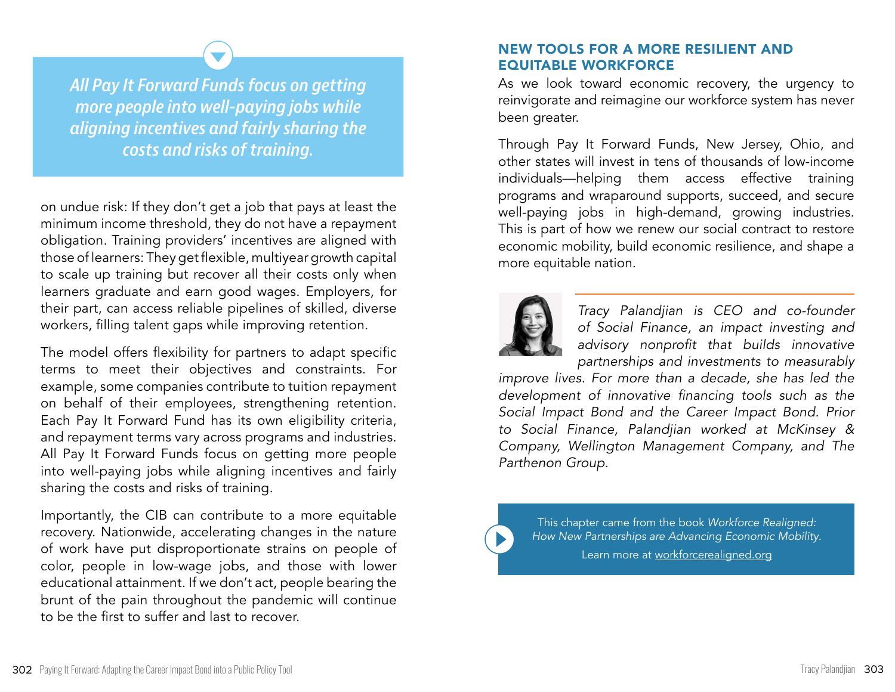> *All Pay It Forward Funds focus on getting more people into well-paying jobs while aligning incentives and fairly sharing the costs and risks of training.*

on undue risk: If they don't get a job that pays at least the minimum income threshold, they do not have a repayment obligation. Training providers' incentives are aligned with those of learners: They get flexible, multiyear growth capital to scale up training but recover all their costs only when learners graduate and earn good wages. Employers, for their part, can access reliable pipelines of skilled, diverse workers, filling talent gaps while improving retention.

The model offers flexibility for partners to adapt specific terms to meet their objectives and constraints. For example, some companies contribute to tuition repayment on behalf of their employees, strengthening retention. Each Pay It Forward Fund has its own eligibility criteria, and repayment terms vary across programs and industries. All Pay It Forward Funds focus on getting more people into well-paying jobs while aligning incentives and fairly sharing the costs and risks of training.

Importantly, the CIB can contribute to a more equitable recovery. Nationwide, accelerating changes in the nature of work have put disproportionate strains on people of color, people in low-wage jobs, and those with lower educational attainment. If we don't act, people bearing the brunt of the pain throughout the pandemic will continue to be the first to suffer and last to recover.

## NEW TOOLS FOR A MORE RESILIENT AND EQUITABLE WORKFORCE

As we look toward economic recovery, the urgency to reinvigorate and reimagine our workforce system has never been greater.

Through Pay It Forward Funds, New Jersey, Ohio, and other states will invest in tens of thousands of low-income individuals—helping them access effective training programs and wraparound supports, succeed, and secure well-paying jobs in high-demand, growing industries. This is part of how we renew our social contract to restore economic mobility, build economic resilience, and shape a more equitable nation.

---

*Tracy Palandjian is CEO and co-founder of Social Finance, an impact investing and advisory nonprofit that builds innovative partnerships and investments to measurably improve lives. For more than a decade, she has led the development of innovative financing tools such as the Social Impact Bond and the Career Impact Bond. Prior to Social Finance, Palandjian worked at McKinsey & Company, Wellington Management Company, and The Parthenon Group.*

This chapter came from the book *Workforce Realigned: How New Partnerships are Advancing Economic Mobility.*

Learn more at workforcerealigned.org